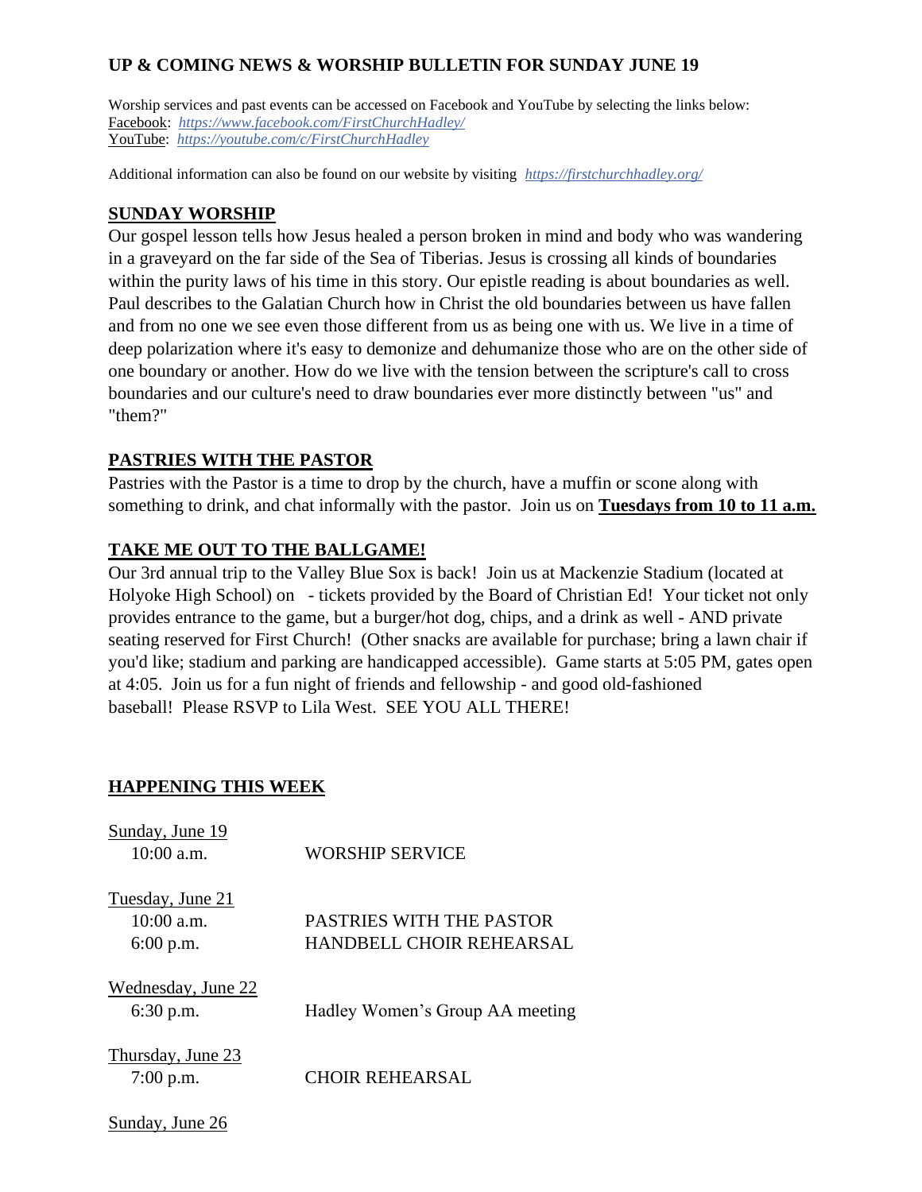## UP & COMING NEWS & WORSHIP BULLETIN FOR SUNDAY JUNE 19

Worship services and past events can be accessed on Facebook and YouTube by selecting the links below:
Facebook: *https://www.facebook.com/FirstChurchHadley/*
YouTube: *https://youtube.com/c/FirstChurchHadley*

Additional information can also be found on our website by visiting *https://firstchurchhadley.org/*

### SUNDAY WORSHIP

Our gospel lesson tells how Jesus healed a person broken in mind and body who was wandering in a graveyard on the far side of the Sea of Tiberias. Jesus is crossing all kinds of boundaries within the purity laws of his time in this story. Our epistle reading is about boundaries as well. Paul describes to the Galatian Church how in Christ the old boundaries between us have fallen and from no one we see even those different from us as being one with us. We live in a time of deep polarization where it's easy to demonize and dehumanize those who are on the other side of one boundary or another. How do we live with the tension between the scripture's call to cross boundaries and our culture's need to draw boundaries ever more distinctly between "us" and "them?"

### PASTRIES WITH THE PASTOR

Pastries with the Pastor is a time to drop by the church, have a muffin or scone along with something to drink, and chat informally with the pastor. Join us on **Tuesdays from 10 to 11 a.m.**

### TAKE ME OUT TO THE BALLGAME!

Our 3rd annual trip to the Valley Blue Sox is back! Join us at Mackenzie Stadium (located at Holyoke High School) on - tickets provided by the Board of Christian Ed! Your ticket not only provides entrance to the game, but a burger/hot dog, chips, and a drink as well - AND private seating reserved for First Church! (Other snacks are available for purchase; bring a lawn chair if you'd like; stadium and parking are handicapped accessible). Game starts at 5:05 PM, gates open at 4:05. Join us for a fun night of friends and fellowship - and good old-fashioned baseball! Please RSVP to Lila West. SEE YOU ALL THERE!

### HAPPENING THIS WEEK

Sunday, June 19
- 10:00 a.m. — WORSHIP SERVICE

Tuesday, June 21
- 10:00 a.m. — PASTRIES WITH THE PASTOR
- 6:00 p.m. — HANDBELL CHOIR REHEARSAL

Wednesday, June 22
- 6:30 p.m. — Hadley Women's Group AA meeting

Thursday, June 23
- 7:00 p.m. — CHOIR REHEARSAL

Sunday, June 26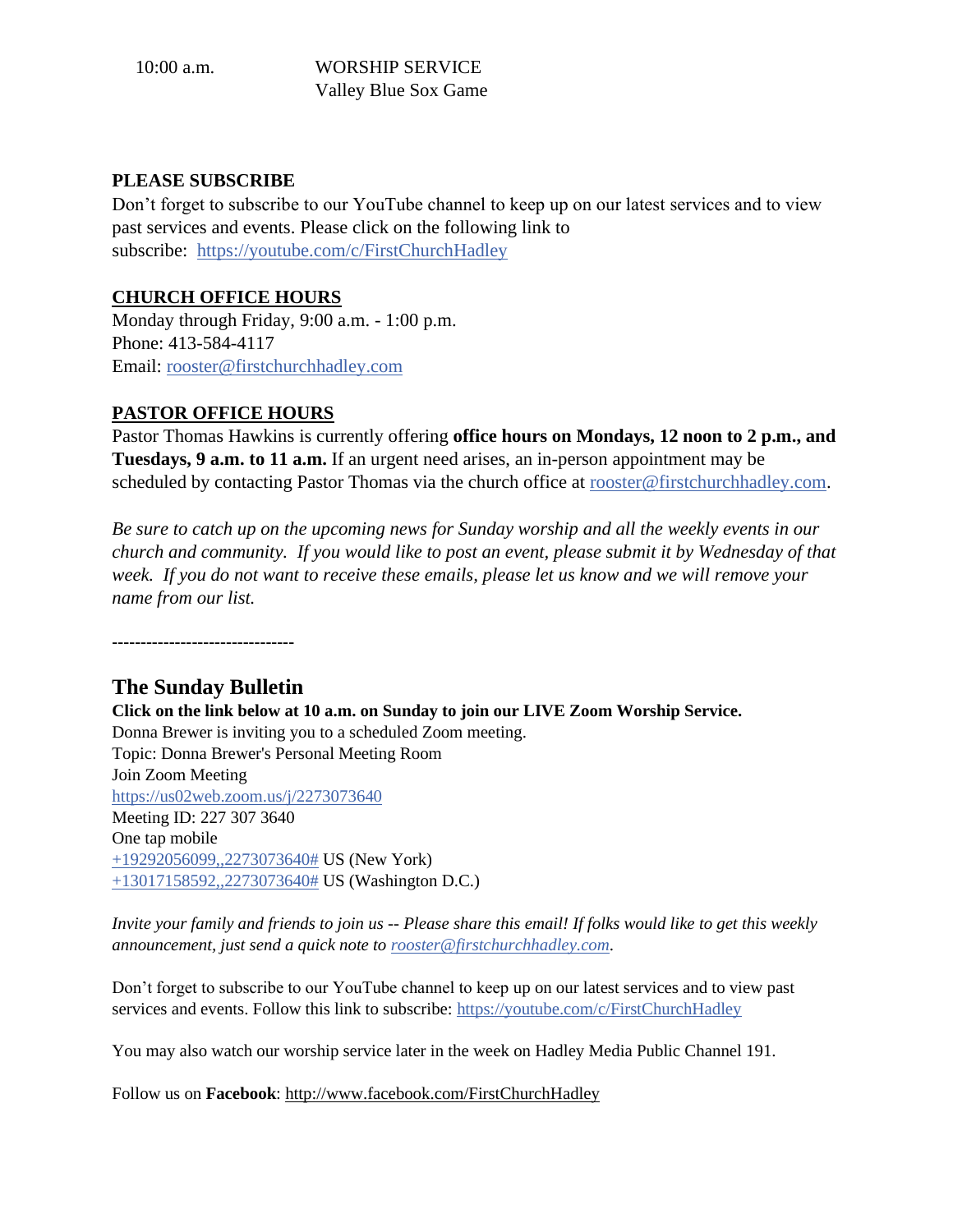10:00 a.m. WORSHIP SERVICE
Valley Blue Sox Game

**PLEASE SUBSCRIBE**
Don't forget to subscribe to our YouTube channel to keep up on our latest services and to view past services and events. Please click on the following link to subscribe: https://youtube.com/c/FirstChurchHadley

**CHURCH OFFICE HOURS**
Monday through Friday, 9:00 a.m. - 1:00 p.m.
Phone: 413-584-4117
Email: rooster@firstchurchhadley.com

**PASTOR OFFICE HOURS**
Pastor Thomas Hawkins is currently offering **office hours on Mondays, 12 noon to 2 p.m., and Tuesdays, 9 a.m. to 11 a.m.** If an urgent need arises, an in-person appointment may be scheduled by contacting Pastor Thomas via the church office at rooster@firstchurchhadley.com.

*Be sure to catch up on the upcoming news for Sunday worship and all the weekly events in our church and community. If you would like to post an event, please submit it by Wednesday of that week. If you do not want to receive these emails, please let us know and we will remove your name from our list.*

--------------------------------

## The Sunday Bulletin

**Click on the link below at 10 a.m. on Sunday to join our LIVE Zoom Worship Service.**
Donna Brewer is inviting you to a scheduled Zoom meeting.
Topic: Donna Brewer's Personal Meeting Room
Join Zoom Meeting
https://us02web.zoom.us/j/2273073640
Meeting ID: 227 307 3640
One tap mobile
+19292056099,,2273073640# US (New York)
+13017158592,,2273073640# US (Washington D.C.)

*Invite your family and friends to join us -- Please share this email! If folks would like to get this weekly announcement, just send a quick note to rooster@firstchurchhadley.com.*

Don't forget to subscribe to our YouTube channel to keep up on our latest services and to view past services and events. Follow this link to subscribe: https://youtube.com/c/FirstChurchHadley

You may also watch our worship service later in the week on Hadley Media Public Channel 191.

Follow us on **Facebook**: http://www.facebook.com/FirstChurchHadley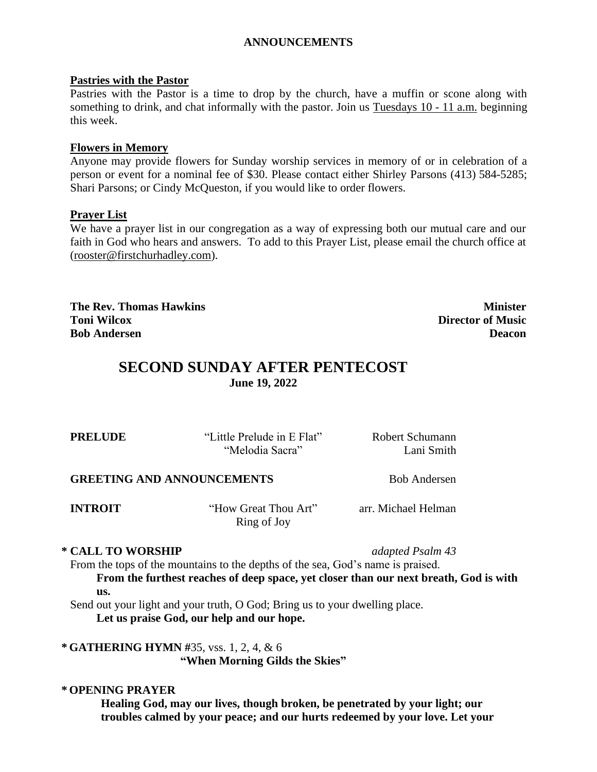## ANNOUNCEMENTS

**Pastries with the Pastor**

Pastries with the Pastor is a time to drop by the church, have a muffin or scone along with something to drink, and chat informally with the pastor. Join us Tuesdays 10 - 11 a.m. beginning this week.

**Flowers in Memory**

Anyone may provide flowers for Sunday worship services in memory of or in celebration of a person or event for a nominal fee of $30. Please contact either Shirley Parsons (413) 584-5285; Shari Parsons; or Cindy McQueston, if you would like to order flowers.

**Prayer List**

We have a prayer list in our congregation as a way of expressing both our mutual care and our faith in God who hears and answers. To add to this Prayer List, please email the church office at (rooster@firstchurhadley.com).

**The Rev. Thomas Hawkins** — **Minister**
**Toni Wilcox** — **Director of Music**
**Bob Andersen** — **Deacon**

# SECOND SUNDAY AFTER PENTECOST

**June 19, 2022**

**PRELUDE** — "Little Prelude in E Flat" — Robert Schumann
"Melodia Sacra" — Lani Smith

**GREETING AND ANNOUNCEMENTS** — Bob Andersen

**INTROIT** — "How Great Thou Art" — arr. Michael Helman
Ring of Joy

**\* CALL TO WORSHIP** — *adapted Psalm 43*

From the tops of the mountains to the depths of the sea, God's name is praised.

**From the furthest reaches of deep space, yet closer than our next breath, God is with us.**

Send out your light and your truth, O God; Bring us to your dwelling place.

**Let us praise God, our help and our hope.**

**\* GATHERING HYMN #**35, vss. 1, 2, 4, & 6

**"When Morning Gilds the Skies"**

**\* OPENING PRAYER**

**Healing God, may our lives, though broken, be penetrated by your light; our troubles calmed by your peace; and our hurts redeemed by your love. Let your**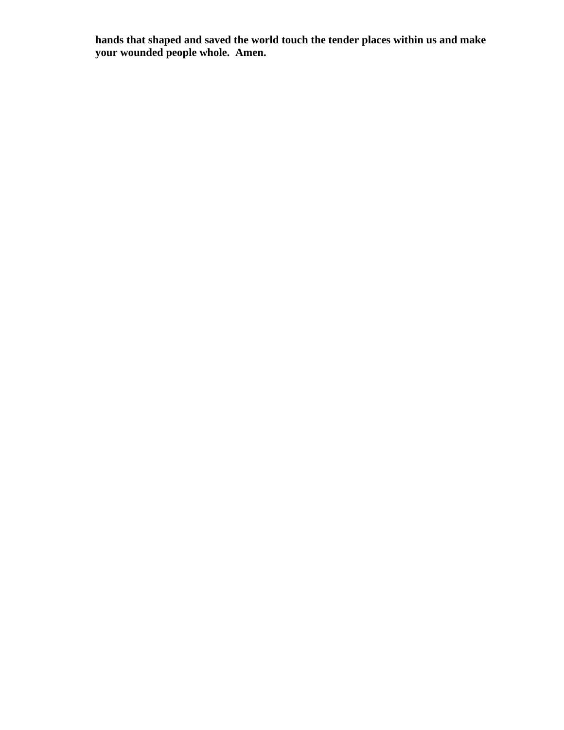**hands that shaped and saved the world touch the tender places within us and make your wounded people whole. Amen.**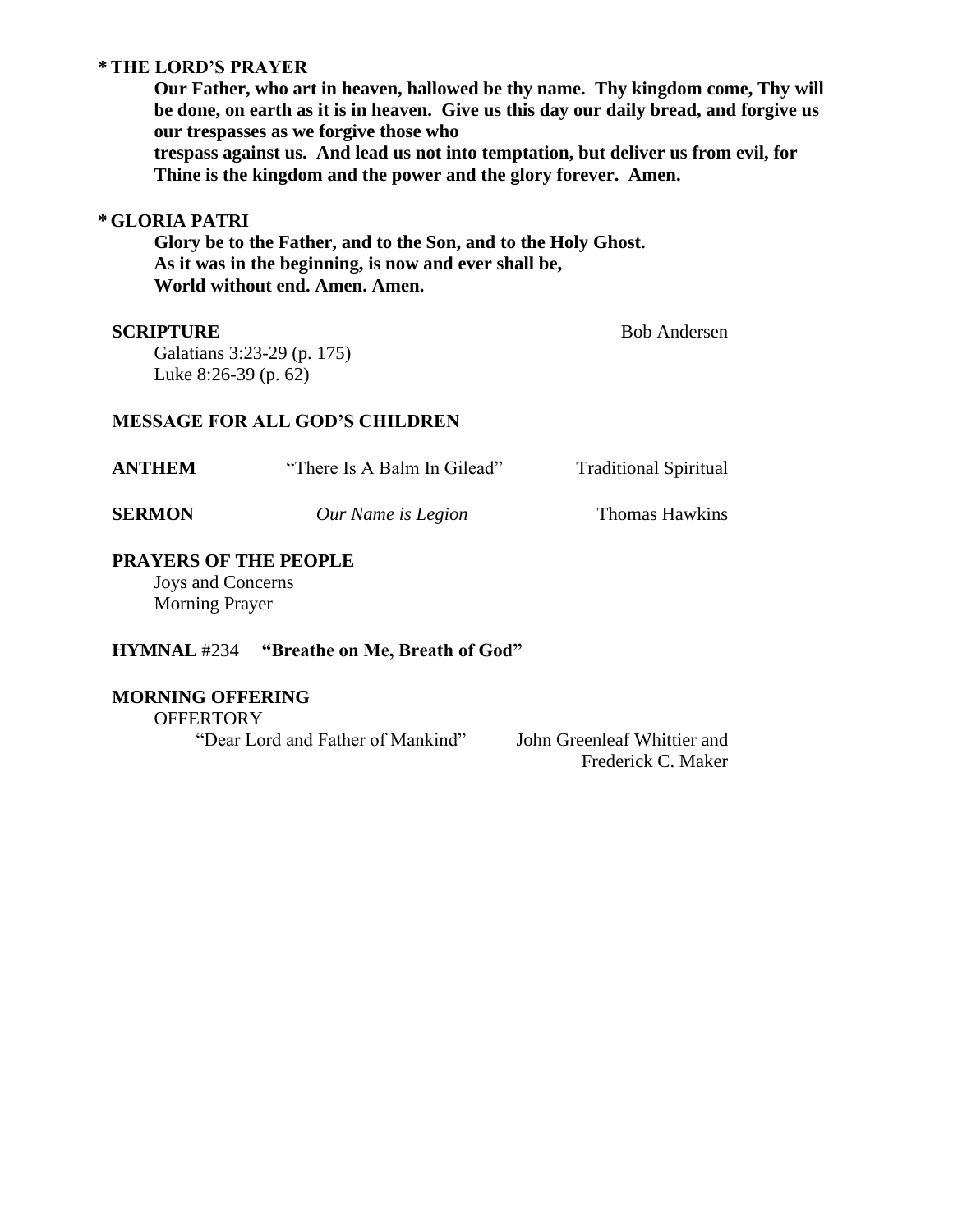**\* THE LORD'S PRAYER**

**Our Father, who art in heaven, hallowed be thy name. Thy kingdom come, Thy will be done, on earth as it is in heaven. Give us this day our daily bread, and forgive us our trespasses as we forgive those who trespass against us. And lead us not into temptation, but deliver us from evil, for Thine is the kingdom and the power and the glory forever. Amen.**

**\* GLORIA PATRI**

**Glory be to the Father, and to the Son, and to the Holy Ghost.**
**As it was in the beginning, is now and ever shall be,**
**World without end. Amen. Amen.**

**SCRIPTURE** — Bob Andersen

Galatians 3:23-29 (p. 175)
Luke 8:26-39 (p. 62)

**MESSAGE FOR ALL GOD'S CHILDREN**

**ANTHEM** — "There Is A Balm In Gilead" — Traditional Spiritual

**SERMON** — *Our Name is Legion* — Thomas Hawkins

**PRAYERS OF THE PEOPLE**

Joys and Concerns
Morning Prayer

**HYMNAL** #234 **"Breathe on Me, Breath of God"**

**MORNING OFFERING**

OFFERTORY

"Dear Lord and Father of Mankind" — John Greenleaf Whittier and Frederick C. Maker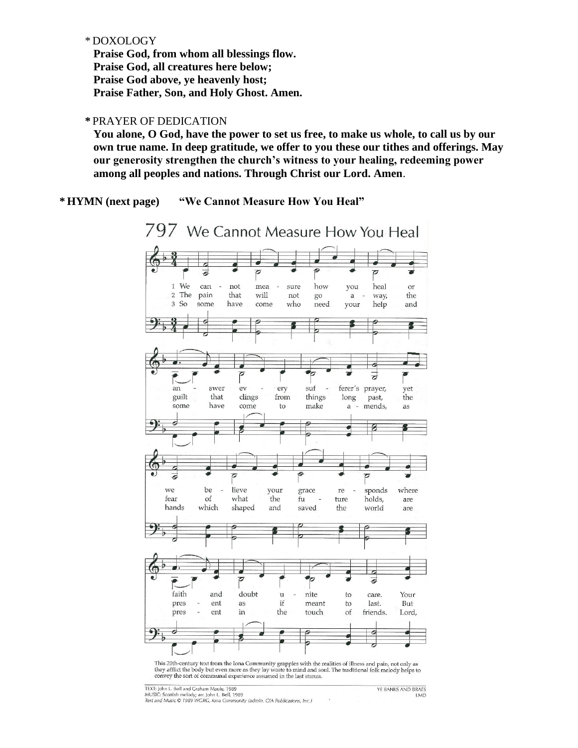\* DOXOLOGY

**Praise God, from whom all blessings flow.**
**Praise God, all creatures here below;**
**Praise God above, ye heavenly host;**
**Praise Father, Son, and Holy Ghost. Amen.**

\* PRAYER OF DEDICATION

**You alone, O God, have the power to set us free, to make us whole, to call us by our own true name. In deep gratitude, we offer to you these our tithes and offerings. May our generosity strengthen the church's witness to your healing, redeeming power among all peoples and nations. Through Christ our Lord. Amen**.

**\* HYMN (next page) "We Cannot Measure How You Heal"**

797 We Cannot Measure How You Heal

1 We cannot measure how you heal or answer every sufferer's prayer, yet we believe your grace responds where faith and doubt unite to care. Your

2 The pain that will not go away, the guilt that clings from things long past, the fear of what the future holds, are present as if meant to last. But

3 So some have come who need your help and some have come to make amends, as hands which shaped and saved the world are present in the touch of friends. Lord,

This 20th-century text from the Iona Community grapples with the realities of illness and pain, not only as they afflict the body but even more as they lay waste to mind and soul. The traditional folk melody helps to convey the sort of communal experience assumed in the last stanza.

TEXT: John L. Bell and Graham Maule, 1989
MUSIC: Scottish melody; arr. John L. Bell, 1989
*Text and Music © 1989 WGRG, Iona Community (admin. GIA Publications, Inc.)*

YE BANKS AND BRAES
LMD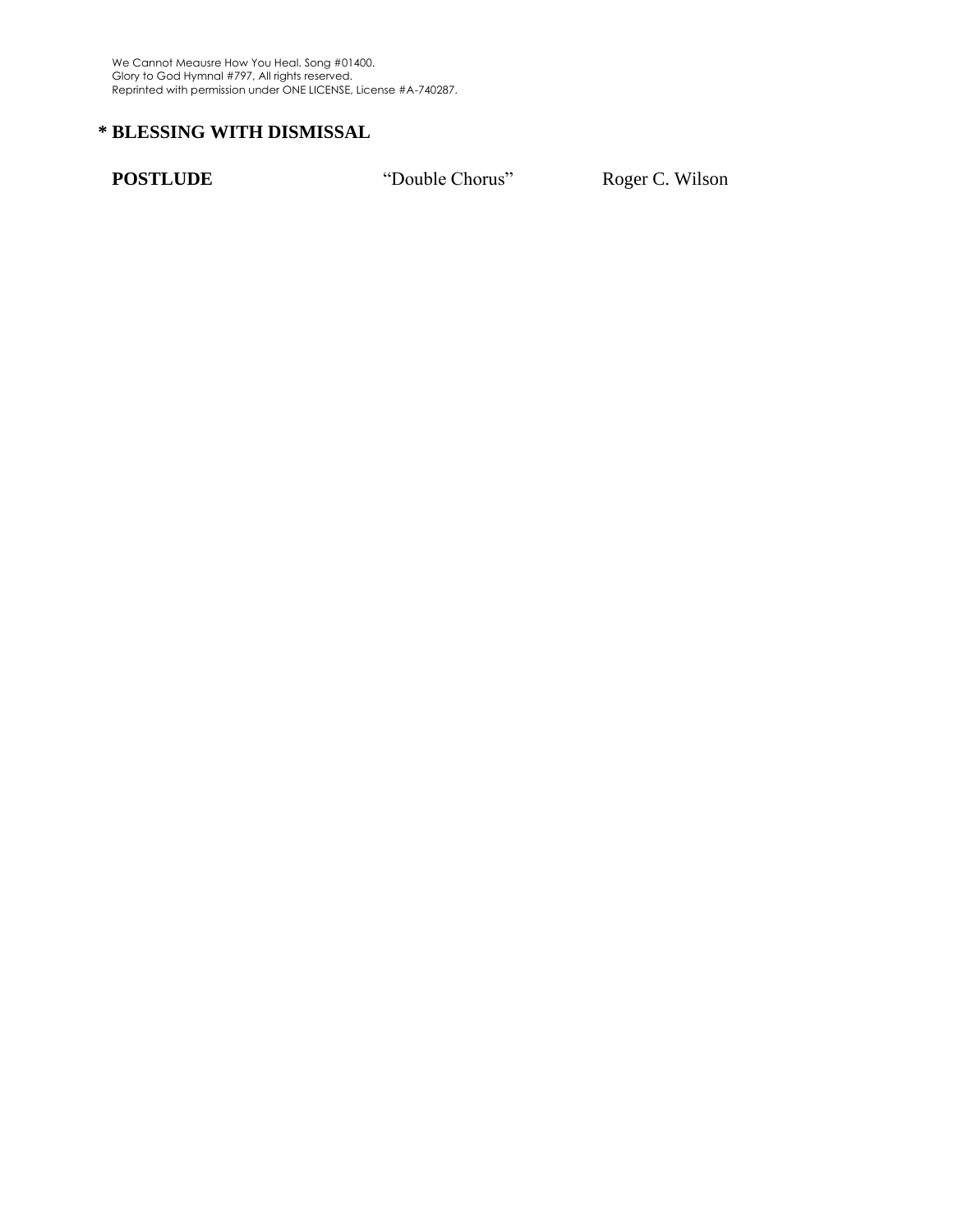We Cannot Meausre How You Heal. Song #01400.
Glory to God Hymnal #797, All rights reserved.
Reprinted with permission under ONE LICENSE, License #A-740287.

**\* BLESSING WITH DISMISSAL**

**POSTLUDE** "Double Chorus" Roger C. Wilson